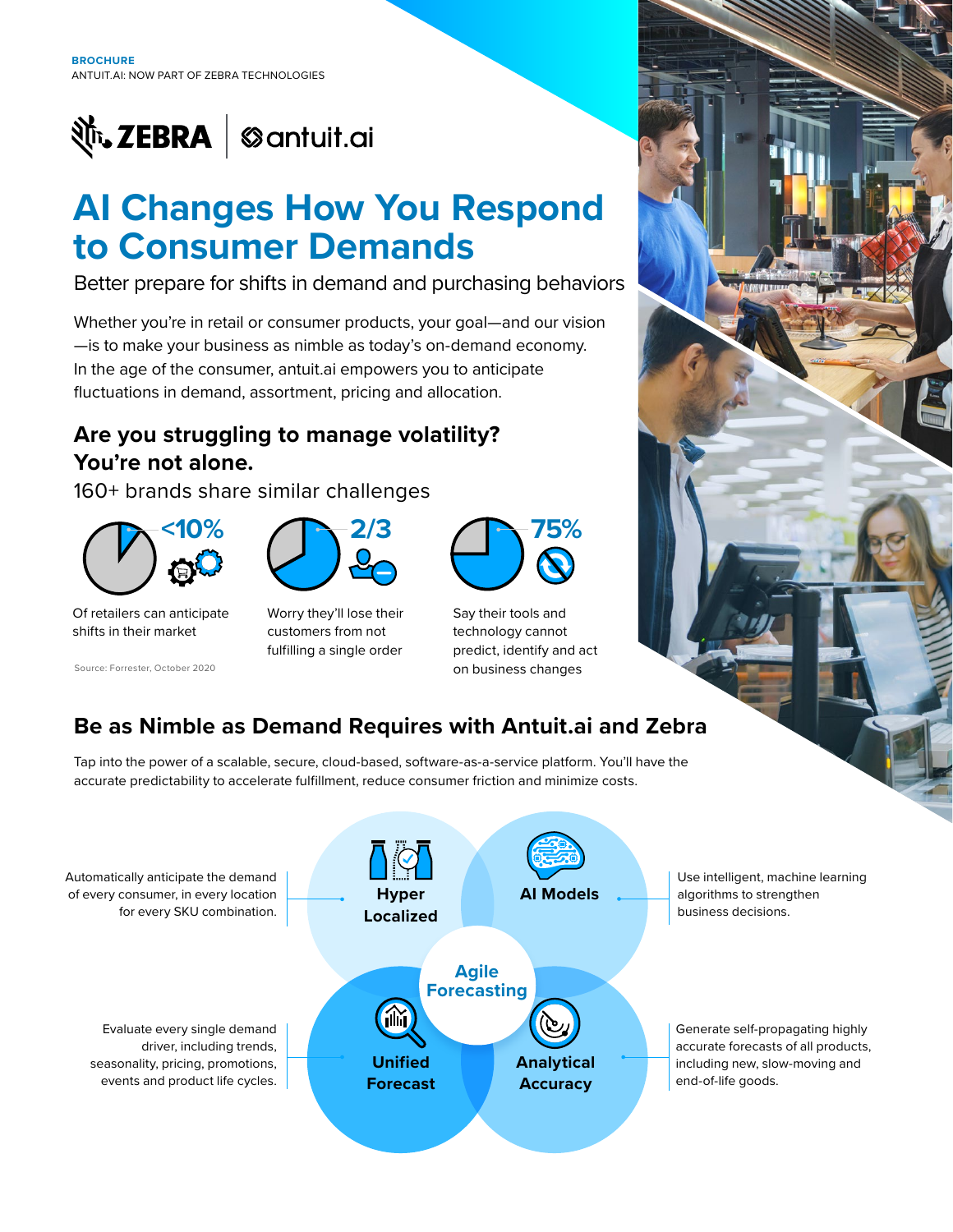**BROCHURE**
ANTUIT.AI: NOW PART OF ZEBRA TECHNOLOGIES

ZEBRA | antuit.ai

# AI Changes How You Respond to Consumer Demands

Better prepare for shifts in demand and purchasing behaviors

Whether you're in retail or consumer products, your goal—and our vision—is to make your business as nimble as today's on-demand economy. In the age of the consumer, antuit.ai empowers you to anticipate fluctuations in demand, assortment, pricing and allocation.

## Are you struggling to manage volatility? You're not alone.

160+ brands share similar challenges

**<10%**
Of retailers can anticipate shifts in their market

**2/3**
Worry they'll lose their customers from not fulfilling a single order

**75%**
Say their tools and technology cannot predict, identify and act on business changes

Source: Forrester, October 2020

## Be as Nimble as Demand Requires with Antuit.ai and Zebra

Tap into the power of a scalable, secure, cloud-based, software-as-a-service platform. You'll have the accurate predictability to accelerate fulfillment, reduce consumer friction and minimize costs.

**Agile Forecasting**

- **Hyper Localized**: Automatically anticipate the demand of every consumer, in every location for every SKU combination.
- **AI Models**: Use intelligent, machine learning algorithms to strengthen business decisions.
- **Unified Forecast**: Evaluate every single demand driver, including trends, seasonality, pricing, promotions, events and product life cycles.
- **Analytical Accuracy**: Generate self-propagating highly accurate forecasts of all products, including new, slow-moving and end-of-life goods.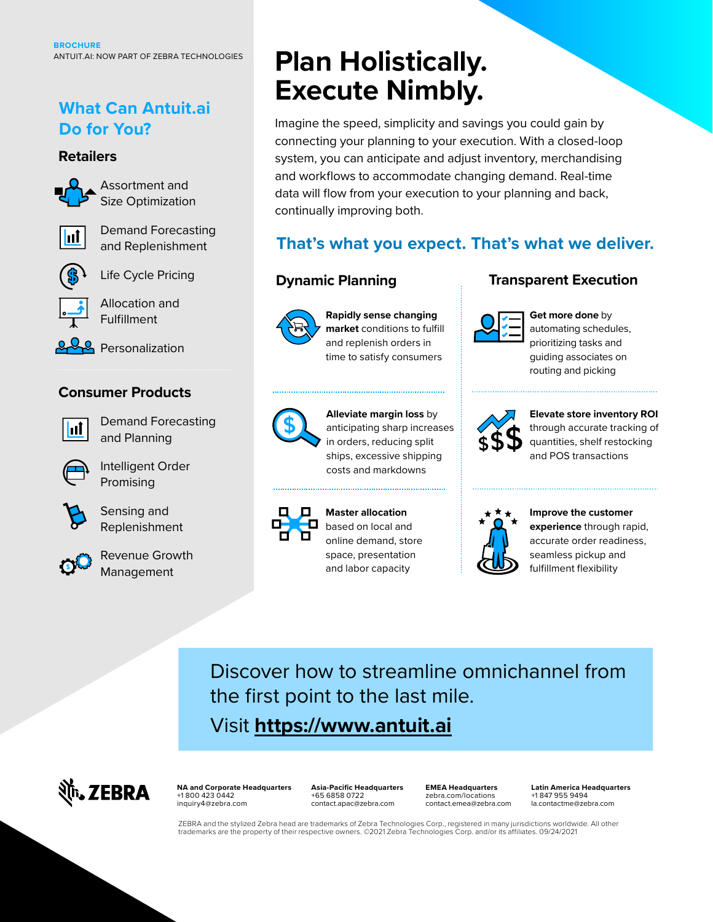BROCHURE
ANTUIT.AI: NOW PART OF ZEBRA TECHNOLOGIES

## What Can Antuit.ai Do for You?

### Retailers

- Assortment and Size Optimization
- Demand Forecasting and Replenishment
- Life Cycle Pricing
- Allocation and Fulfillment
- Personalization

### Consumer Products

- Demand Forecasting and Planning
- Intelligent Order Promising
- Sensing and Replenishment
- Revenue Growth Management

# Plan Holistically. Execute Nimbly.

Imagine the speed, simplicity and savings you could gain by connecting your planning to your execution. With a closed-loop system, you can anticipate and adjust inventory, merchandising and workflows to accommodate changing demand. Real-time data will flow from your execution to your planning and back, continually improving both.

## That's what you expect. That's what we deliver.

### Dynamic Planning

**Rapidly sense changing market** conditions to fulfill and replenish orders in time to satisfy consumers

**Alleviate margin loss** by anticipating sharp increases in orders, reducing split ships, excessive shipping costs and markdowns

**Master allocation** based on local and online demand, store space, presentation and labor capacity

### Transparent Execution

**Get more done** by automating schedules, prioritizing tasks and guiding associates on routing and picking

**Elevate store inventory ROI** through accurate tracking of quantities, shelf restocking and POS transactions

**Improve the customer experience** through rapid, accurate order readiness, seamless pickup and fulfillment flexibility

Discover how to streamline omnichannel from the first point to the last mile.
Visit **https://www.antuit.ai**

ZEBRA

**NA and Corporate Headquarters**
+1 800 423 0442
inquiry4@zebra.com

**Asia-Pacific Headquarters**
+65 6858 0722
contact.apac@zebra.com

**EMEA Headquarters**
zebra.com/locations
contact.emea@zebra.com

**Latin America Headquarters**
+1 847 955 9494
la.contactme@zebra.com

ZEBRA and the stylized Zebra head are trademarks of Zebra Technologies Corp., registered in many jurisdictions worldwide. All other trademarks are the property of their respective owners. ©2021 Zebra Technologies Corp. and/or its affiliates. 09/24/2021